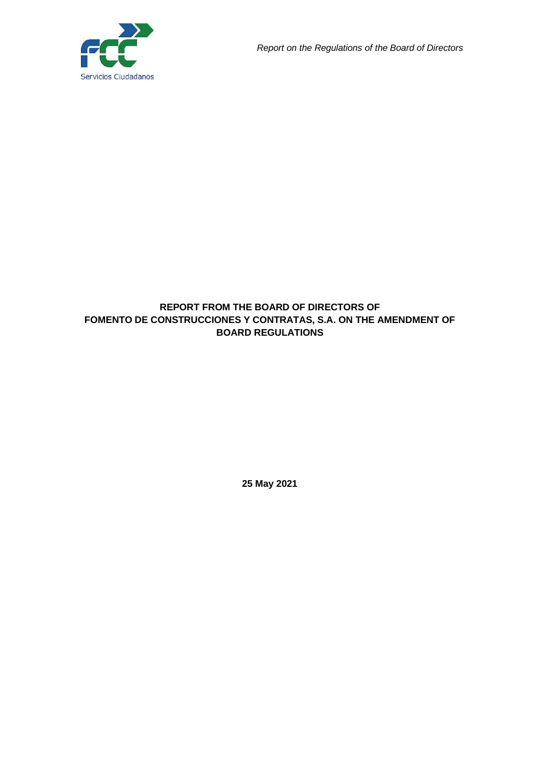# REPORT FROM THE BOARD OF DIRECTORS OF FOMENTO DE CONSTRUCCIONES Y CONTRATAS, S.A. ON THE AMENDMENT OF BOARD REGULATIONS

**25 May 2021**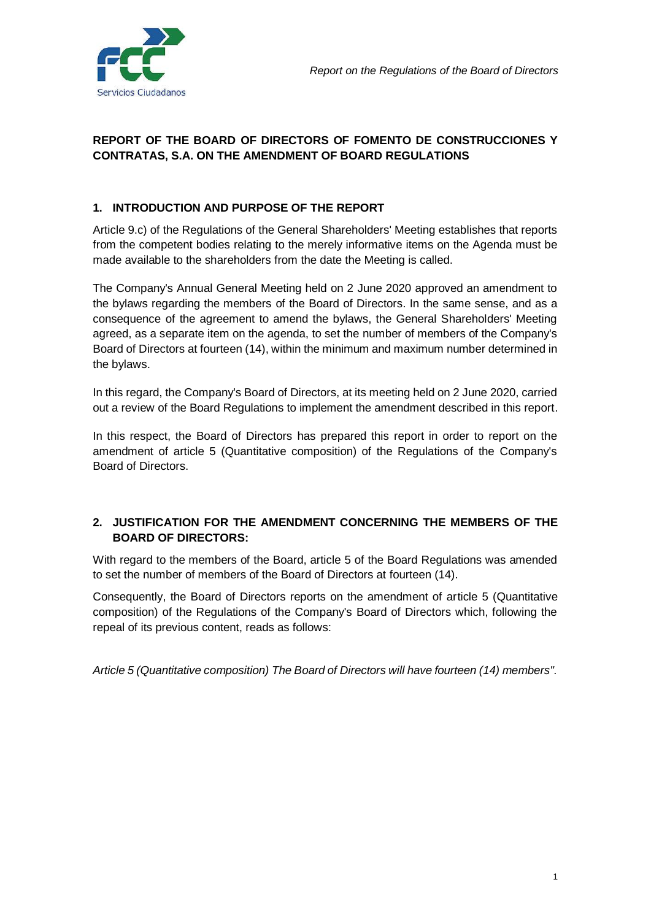## REPORT OF THE BOARD OF DIRECTORS OF FOMENTO DE CONSTRUCCIONES Y CONTRATAS, S.A. ON THE AMENDMENT OF BOARD REGULATIONS

### 1. INTRODUCTION AND PURPOSE OF THE REPORT

Article 9.c) of the Regulations of the General Shareholders' Meeting establishes that reports from the competent bodies relating to the merely informative items on the Agenda must be made available to the shareholders from the date the Meeting is called.

The Company's Annual General Meeting held on 2 June 2020 approved an amendment to the bylaws regarding the members of the Board of Directors. In the same sense, and as a consequence of the agreement to amend the bylaws, the General Shareholders' Meeting agreed, as a separate item on the agenda, to set the number of members of the Company's Board of Directors at fourteen (14), within the minimum and maximum number determined in the bylaws.

In this regard, the Company's Board of Directors, at its meeting held on 2 June 2020, carried out a review of the Board Regulations to implement the amendment described in this report.

In this respect, the Board of Directors has prepared this report in order to report on the amendment of article 5 (Quantitative composition) of the Regulations of the Company's Board of Directors.

### 2. JUSTIFICATION FOR THE AMENDMENT CONCERNING THE MEMBERS OF THE BOARD OF DIRECTORS:

With regard to the members of the Board, article 5 of the Board Regulations was amended to set the number of members of the Board of Directors at fourteen (14).

Consequently, the Board of Directors reports on the amendment of article 5 (Quantitative composition) of the Regulations of the Company's Board of Directors which, following the repeal of its previous content, reads as follows:

*Article 5 (Quantitative composition) The Board of Directors will have fourteen (14) members".*